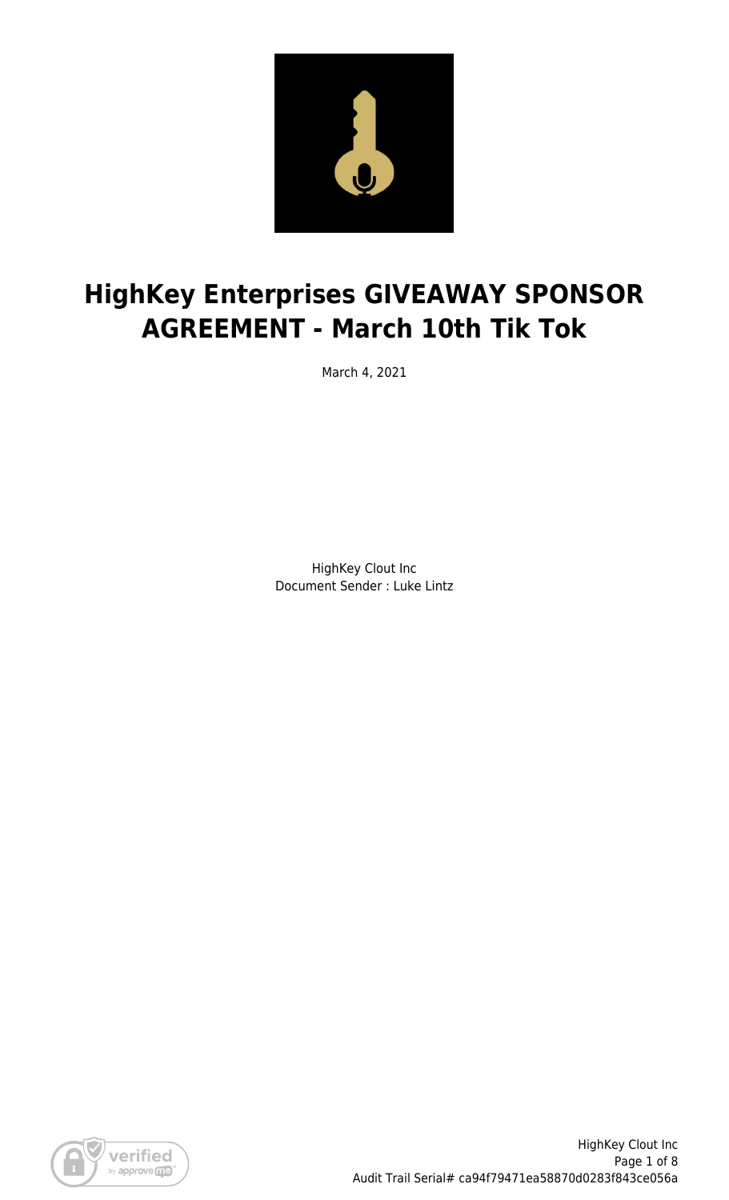# HighKey Enterprises GIVEAWAY SPONSOR AGREEMENT - March 10th Tik Tok

March 4, 2021

HighKey Clout Inc
Document Sender : Luke Lintz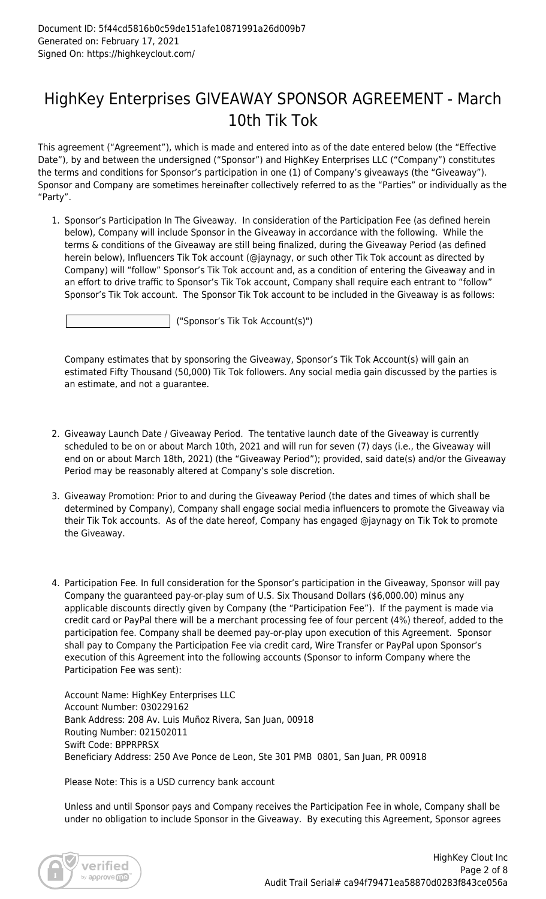Document ID: 5f44cd5816b0c59de151afe10871991a26d009b7
Generated on: February 17, 2021
Signed On: https://highkeyclout.com/

# HighKey Enterprises GIVEAWAY SPONSOR AGREEMENT - March 10th Tik Tok

This agreement ("Agreement"), which is made and entered into as of the date entered below (the "Effective Date"), by and between the undersigned ("Sponsor") and HighKey Enterprises LLC ("Company") constitutes the terms and conditions for Sponsor's participation in one (1) of Company's giveaways (the "Giveaway"). Sponsor and Company are sometimes hereinafter collectively referred to as the "Parties" or individually as the "Party".

1. Sponsor's Participation In The Giveaway. In consideration of the Participation Fee (as defined herein below), Company will include Sponsor in the Giveaway in accordance with the following. While the terms & conditions of the Giveaway are still being finalized, during the Giveaway Period (as defined herein below), Influencers Tik Tok account (@jaynagy, or such other Tik Tok account as directed by Company) will "follow" Sponsor's Tik Tok account and, as a condition of entering the Giveaway and in an effort to drive traffic to Sponsor's Tik Tok account, Company shall require each entrant to "follow" Sponsor's Tik Tok account. The Sponsor Tik Tok account to be included in the Giveaway is as follows:

   ____________________ ("Sponsor's Tik Tok Account(s)")

   Company estimates that by sponsoring the Giveaway, Sponsor's Tik Tok Account(s) will gain an estimated Fifty Thousand (50,000) Tik Tok followers. Any social media gain discussed by the parties is an estimate, and not a guarantee.

2. Giveaway Launch Date / Giveaway Period. The tentative launch date of the Giveaway is currently scheduled to be on or about March 10th, 2021 and will run for seven (7) days (i.e., the Giveaway will end on or about March 18th, 2021) (the "Giveaway Period"); provided, said date(s) and/or the Giveaway Period may be reasonably altered at Company's sole discretion.

3. Giveaway Promotion: Prior to and during the Giveaway Period (the dates and times of which shall be determined by Company), Company shall engage social media influencers to promote the Giveaway via their Tik Tok accounts. As of the date hereof, Company has engaged @jaynagy on Tik Tok to promote the Giveaway.

4. Participation Fee. In full consideration for the Sponsor's participation in the Giveaway, Sponsor will pay Company the guaranteed pay-or-play sum of U.S. Six Thousand Dollars ($6,000.00) minus any applicable discounts directly given by Company (the "Participation Fee"). If the payment is made via credit card or PayPal there will be a merchant processing fee of four percent (4%) thereof, added to the participation fee. Company shall be deemed pay-or-play upon execution of this Agreement. Sponsor shall pay to Company the Participation Fee via credit card, Wire Transfer or PayPal upon Sponsor's execution of this Agreement into the following accounts (Sponsor to inform Company where the Participation Fee was sent):

   Account Name: HighKey Enterprises LLC
   Account Number: 030229162
   Bank Address: 208 Av. Luis Muñoz Rivera, San Juan, 00918
   Routing Number: 021502011
   Swift Code: BPPRPRSX
   Beneficiary Address: 250 Ave Ponce de Leon, Ste 301 PMB 0801, San Juan, PR 00918

   Please Note: This is a USD currency bank account

   Unless and until Sponsor pays and Company receives the Participation Fee in whole, Company shall be under no obligation to include Sponsor in the Giveaway. By executing this Agreement, Sponsor agrees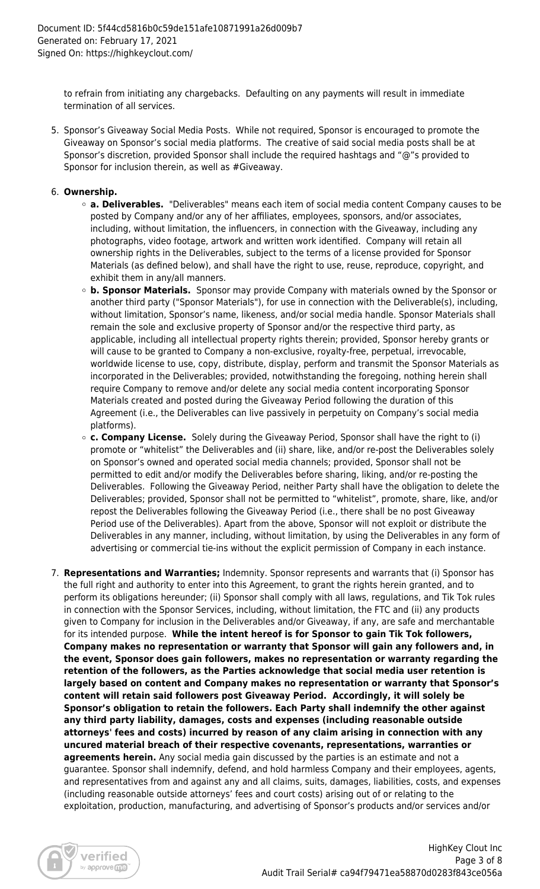to refrain from initiating any chargebacks. Defaulting on any payments will result in immediate termination of all services.

5. Sponsor's Giveaway Social Media Posts. While not required, Sponsor is encouraged to promote the Giveaway on Sponsor's social media platforms. The creative of said social media posts shall be at Sponsor's discretion, provided Sponsor shall include the required hashtags and "@"s provided to Sponsor for inclusion therein, as well as #Giveaway.

6. **Ownership.**
   - **a. Deliverables.** "Deliverables" means each item of social media content Company causes to be posted by Company and/or any of her affiliates, employees, sponsors, and/or associates, including, without limitation, the influencers, in connection with the Giveaway, including any photographs, video footage, artwork and written work identified. Company will retain all ownership rights in the Deliverables, subject to the terms of a license provided for Sponsor Materials (as defined below), and shall have the right to use, reuse, reproduce, copyright, and exhibit them in any/all manners.
   - **b. Sponsor Materials.** Sponsor may provide Company with materials owned by the Sponsor or another third party ("Sponsor Materials"), for use in connection with the Deliverable(s), including, without limitation, Sponsor's name, likeness, and/or social media handle. Sponsor Materials shall remain the sole and exclusive property of Sponsor and/or the respective third party, as applicable, including all intellectual property rights therein; provided, Sponsor hereby grants or will cause to be granted to Company a non-exclusive, royalty-free, perpetual, irrevocable, worldwide license to use, copy, distribute, display, perform and transmit the Sponsor Materials as incorporated in the Deliverables; provided, notwithstanding the foregoing, nothing herein shall require Company to remove and/or delete any social media content incorporating Sponsor Materials created and posted during the Giveaway Period following the duration of this Agreement (i.e., the Deliverables can live passively in perpetuity on Company's social media platforms).
   - **c. Company License.** Solely during the Giveaway Period, Sponsor shall have the right to (i) promote or "whitelist" the Deliverables and (ii) share, like, and/or re-post the Deliverables solely on Sponsor's owned and operated social media channels; provided, Sponsor shall not be permitted to edit and/or modify the Deliverables before sharing, liking, and/or re-posting the Deliverables. Following the Giveaway Period, neither Party shall have the obligation to delete the Deliverables; provided, Sponsor shall not be permitted to "whitelist", promote, share, like, and/or repost the Deliverables following the Giveaway Period (i.e., there shall be no post Giveaway Period use of the Deliverables). Apart from the above, Sponsor will not exploit or distribute the Deliverables in any manner, including, without limitation, by using the Deliverables in any form of advertising or commercial tie-ins without the explicit permission of Company in each instance.

7. **Representations and Warranties;** Indemnity. Sponsor represents and warrants that (i) Sponsor has the full right and authority to enter into this Agreement, to grant the rights herein granted, and to perform its obligations hereunder; (ii) Sponsor shall comply with all laws, regulations, and Tik Tok rules in connection with the Sponsor Services, including, without limitation, the FTC and (ii) any products given to Company for inclusion in the Deliverables and/or Giveaway, if any, are safe and merchantable for its intended purpose. **While the intent hereof is for Sponsor to gain Tik Tok followers, Company makes no representation or warranty that Sponsor will gain any followers and, in the event, Sponsor does gain followers, makes no representation or warranty regarding the retention of the followers, as the Parties acknowledge that social media user retention is largely based on content and Company makes no representation or warranty that Sponsor's content will retain said followers post Giveaway Period. Accordingly, it will solely be Sponsor's obligation to retain the followers. Each Party shall indemnify the other against any third party liability, damages, costs and expenses (including reasonable outside attorneys' fees and costs) incurred by reason of any claim arising in connection with any uncured material breach of their respective covenants, representations, warranties or agreements herein.** Any social media gain discussed by the parties is an estimate and not a guarantee. Sponsor shall indemnify, defend, and hold harmless Company and their employees, agents, and representatives from and against any and all claims, suits, damages, liabilities, costs, and expenses (including reasonable outside attorneys' fees and court costs) arising out of or relating to the exploitation, production, manufacturing, and advertising of Sponsor's products and/or services and/or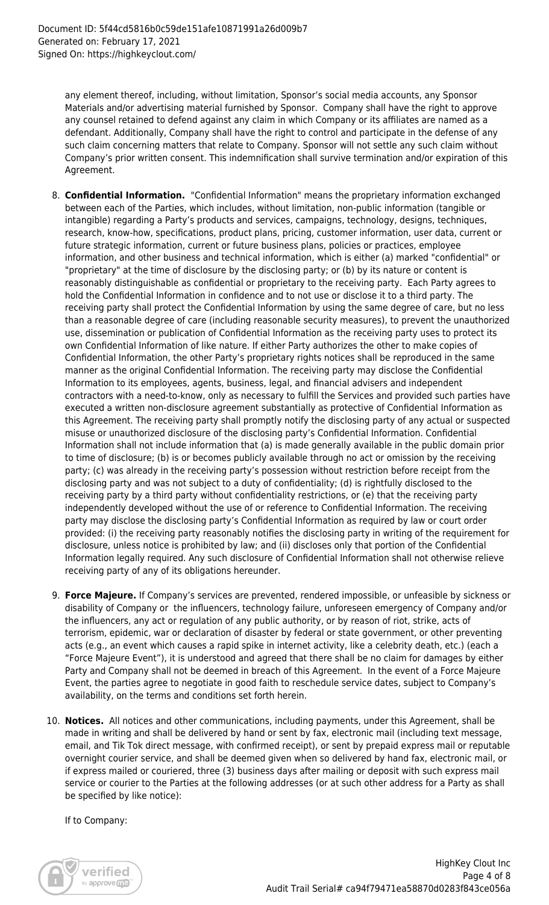any element thereof, including, without limitation, Sponsor's social media accounts, any Sponsor Materials and/or advertising material furnished by Sponsor. Company shall have the right to approve any counsel retained to defend against any claim in which Company or its affiliates are named as a defendant. Additionally, Company shall have the right to control and participate in the defense of any such claim concerning matters that relate to Company. Sponsor will not settle any such claim without Company's prior written consent. This indemnification shall survive termination and/or expiration of this Agreement.

8. **Confidential Information.** "Confidential Information" means the proprietary information exchanged between each of the Parties, which includes, without limitation, non-public information (tangible or intangible) regarding a Party's products and services, campaigns, technology, designs, techniques, research, know-how, specifications, product plans, pricing, customer information, user data, current or future strategic information, current or future business plans, policies or practices, employee information, and other business and technical information, which is either (a) marked "confidential" or "proprietary" at the time of disclosure by the disclosing party; or (b) by its nature or content is reasonably distinguishable as confidential or proprietary to the receiving party. Each Party agrees to hold the Confidential Information in confidence and to not use or disclose it to a third party. The receiving party shall protect the Confidential Information by using the same degree of care, but no less than a reasonable degree of care (including reasonable security measures), to prevent the unauthorized use, dissemination or publication of Confidential Information as the receiving party uses to protect its own Confidential Information of like nature. If either Party authorizes the other to make copies of Confidential Information, the other Party's proprietary rights notices shall be reproduced in the same manner as the original Confidential Information. The receiving party may disclose the Confidential Information to its employees, agents, business, legal, and financial advisers and independent contractors with a need-to-know, only as necessary to fulfill the Services and provided such parties have executed a written non-disclosure agreement substantially as protective of Confidential Information as this Agreement. The receiving party shall promptly notify the disclosing party of any actual or suspected misuse or unauthorized disclosure of the disclosing party's Confidential Information. Confidential Information shall not include information that (a) is made generally available in the public domain prior to time of disclosure; (b) is or becomes publicly available through no act or omission by the receiving party; (c) was already in the receiving party's possession without restriction before receipt from the disclosing party and was not subject to a duty of confidentiality; (d) is rightfully disclosed to the receiving party by a third party without confidentiality restrictions, or (e) that the receiving party independently developed without the use of or reference to Confidential Information. The receiving party may disclose the disclosing party's Confidential Information as required by law or court order provided: (i) the receiving party reasonably notifies the disclosing party in writing of the requirement for disclosure, unless notice is prohibited by law; and (ii) discloses only that portion of the Confidential Information legally required. Any such disclosure of Confidential Information shall not otherwise relieve receiving party of any of its obligations hereunder.

9. **Force Majeure.** If Company's services are prevented, rendered impossible, or unfeasible by sickness or disability of Company or the influencers, technology failure, unforeseen emergency of Company and/or the influencers, any act or regulation of any public authority, or by reason of riot, strike, acts of terrorism, epidemic, war or declaration of disaster by federal or state government, or other preventing acts (e.g., an event which causes a rapid spike in internet activity, like a celebrity death, etc.) (each a "Force Majeure Event"), it is understood and agreed that there shall be no claim for damages by either Party and Company shall not be deemed in breach of this Agreement. In the event of a Force Majeure Event, the parties agree to negotiate in good faith to reschedule service dates, subject to Company's availability, on the terms and conditions set forth herein.

10. **Notices.** All notices and other communications, including payments, under this Agreement, shall be made in writing and shall be delivered by hand or sent by fax, electronic mail (including text message, email, and Tik Tok direct message, with confirmed receipt), or sent by prepaid express mail or reputable overnight courier service, and shall be deemed given when so delivered by hand fax, electronic mail, or if express mailed or couriered, three (3) business days after mailing or deposit with such express mail service or courier to the Parties at the following addresses (or at such other address for a Party as shall be specified by like notice):

    If to Company: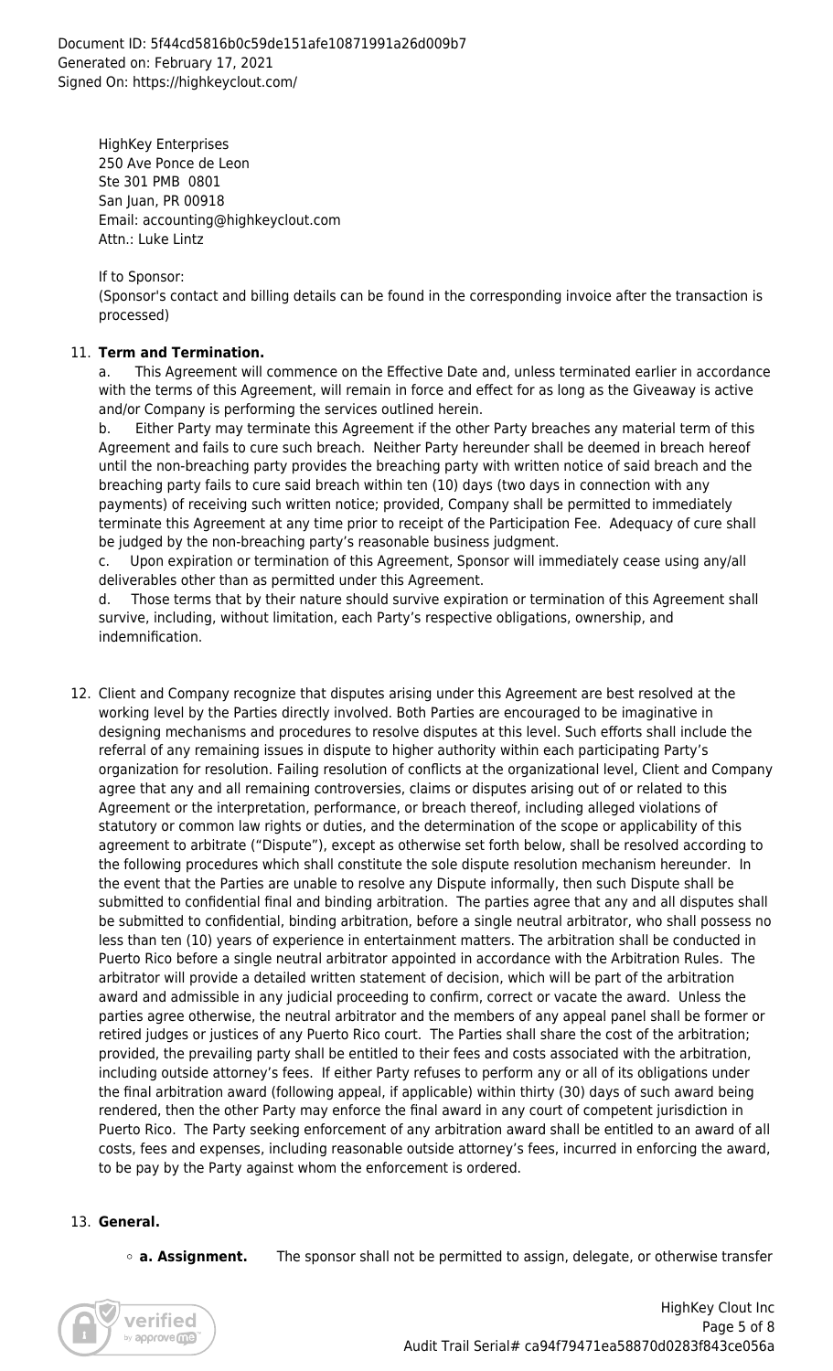HighKey Enterprises
250 Ave Ponce de Leon
Ste 301 PMB 0801
San Juan, PR 00918
Email: accounting@highkeyclout.com
Attn.: Luke Lintz

If to Sponsor:
(Sponsor's contact and billing details can be found in the corresponding invoice after the transaction is processed)

11. **Term and Termination.**

a. This Agreement will commence on the Effective Date and, unless terminated earlier in accordance with the terms of this Agreement, will remain in force and effect for as long as the Giveaway is active and/or Company is performing the services outlined herein.

b. Either Party may terminate this Agreement if the other Party breaches any material term of this Agreement and fails to cure such breach. Neither Party hereunder shall be deemed in breach hereof until the non-breaching party provides the breaching party with written notice of said breach and the breaching party fails to cure said breach within ten (10) days (two days in connection with any payments) of receiving such written notice; provided, Company shall be permitted to immediately terminate this Agreement at any time prior to receipt of the Participation Fee. Adequacy of cure shall be judged by the non-breaching party's reasonable business judgment.

c. Upon expiration or termination of this Agreement, Sponsor will immediately cease using any/all deliverables other than as permitted under this Agreement.

d. Those terms that by their nature should survive expiration or termination of this Agreement shall survive, including, without limitation, each Party's respective obligations, ownership, and indemnification.

12. Client and Company recognize that disputes arising under this Agreement are best resolved at the working level by the Parties directly involved. Both Parties are encouraged to be imaginative in designing mechanisms and procedures to resolve disputes at this level. Such efforts shall include the referral of any remaining issues in dispute to higher authority within each participating Party's organization for resolution. Failing resolution of conflicts at the organizational level, Client and Company agree that any and all remaining controversies, claims or disputes arising out of or related to this Agreement or the interpretation, performance, or breach thereof, including alleged violations of statutory or common law rights or duties, and the determination of the scope or applicability of this agreement to arbitrate ("Dispute"), except as otherwise set forth below, shall be resolved according to the following procedures which shall constitute the sole dispute resolution mechanism hereunder. In the event that the Parties are unable to resolve any Dispute informally, then such Dispute shall be submitted to confidential final and binding arbitration. The parties agree that any and all disputes shall be submitted to confidential, binding arbitration, before a single neutral arbitrator, who shall possess no less than ten (10) years of experience in entertainment matters. The arbitration shall be conducted in Puerto Rico before a single neutral arbitrator appointed in accordance with the Arbitration Rules. The arbitrator will provide a detailed written statement of decision, which will be part of the arbitration award and admissible in any judicial proceeding to confirm, correct or vacate the award. Unless the parties agree otherwise, the neutral arbitrator and the members of any appeal panel shall be former or retired judges or justices of any Puerto Rico court. The Parties shall share the cost of the arbitration; provided, the prevailing party shall be entitled to their fees and costs associated with the arbitration, including outside attorney's fees. If either Party refuses to perform any or all of its obligations under the final arbitration award (following appeal, if applicable) within thirty (30) days of such award being rendered, then the other Party may enforce the final award in any court of competent jurisdiction in Puerto Rico. The Party seeking enforcement of any arbitration award shall be entitled to an award of all costs, fees and expenses, including reasonable outside attorney's fees, incurred in enforcing the award, to be pay by the Party against whom the enforcement is ordered.

13. **General.**

- **a. Assignment.** The sponsor shall not be permitted to assign, delegate, or otherwise transfer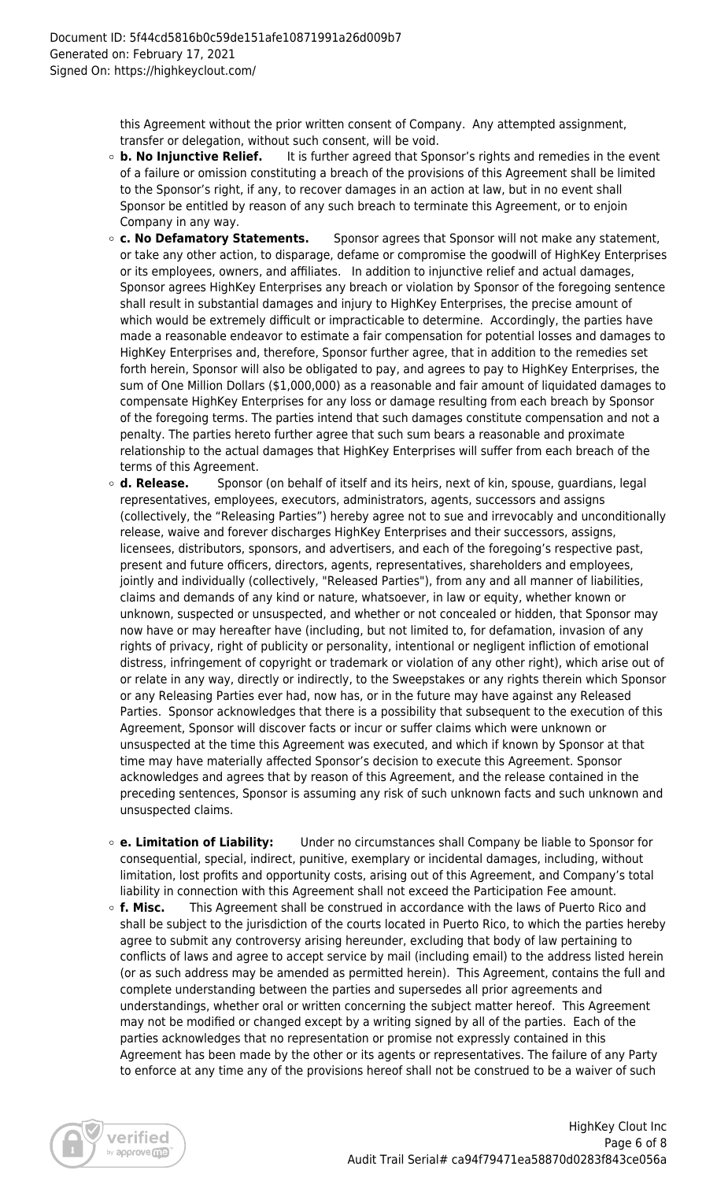this Agreement without the prior written consent of Company. Any attempted assignment, transfer or delegation, without such consent, will be void.

- **b. No Injunctive Relief.** It is further agreed that Sponsor's rights and remedies in the event of a failure or omission constituting a breach of the provisions of this Agreement shall be limited to the Sponsor's right, if any, to recover damages in an action at law, but in no event shall Sponsor be entitled by reason of any such breach to terminate this Agreement, or to enjoin Company in any way.
- **c. No Defamatory Statements.** Sponsor agrees that Sponsor will not make any statement, or take any other action, to disparage, defame or compromise the goodwill of HighKey Enterprises or its employees, owners, and affiliates. In addition to injunctive relief and actual damages, Sponsor agrees HighKey Enterprises any breach or violation by Sponsor of the foregoing sentence shall result in substantial damages and injury to HighKey Enterprises, the precise amount of which would be extremely difficult or impracticable to determine. Accordingly, the parties have made a reasonable endeavor to estimate a fair compensation for potential losses and damages to HighKey Enterprises and, therefore, Sponsor further agree, that in addition to the remedies set forth herein, Sponsor will also be obligated to pay, and agrees to pay to HighKey Enterprises, the sum of One Million Dollars ($1,000,000) as a reasonable and fair amount of liquidated damages to compensate HighKey Enterprises for any loss or damage resulting from each breach by Sponsor of the foregoing terms. The parties intend that such damages constitute compensation and not a penalty. The parties hereto further agree that such sum bears a reasonable and proximate relationship to the actual damages that HighKey Enterprises will suffer from each breach of the terms of this Agreement.
- **d. Release.** Sponsor (on behalf of itself and its heirs, next of kin, spouse, guardians, legal representatives, employees, executors, administrators, agents, successors and assigns (collectively, the "Releasing Parties") hereby agree not to sue and irrevocably and unconditionally release, waive and forever discharges HighKey Enterprises and their successors, assigns, licensees, distributors, sponsors, and advertisers, and each of the foregoing's respective past, present and future officers, directors, agents, representatives, shareholders and employees, jointly and individually (collectively, "Released Parties"), from any and all manner of liabilities, claims and demands of any kind or nature, whatsoever, in law or equity, whether known or unknown, suspected or unsuspected, and whether or not concealed or hidden, that Sponsor may now have or may hereafter have (including, but not limited to, for defamation, invasion of any rights of privacy, right of publicity or personality, intentional or negligent infliction of emotional distress, infringement of copyright or trademark or violation of any other right), which arise out of or relate in any way, directly or indirectly, to the Sweepstakes or any rights therein which Sponsor or any Releasing Parties ever had, now has, or in the future may have against any Released Parties. Sponsor acknowledges that there is a possibility that subsequent to the execution of this Agreement, Sponsor will discover facts or incur or suffer claims which were unknown or unsuspected at the time this Agreement was executed, and which if known by Sponsor at that time may have materially affected Sponsor's decision to execute this Agreement. Sponsor acknowledges and agrees that by reason of this Agreement, and the release contained in the preceding sentences, Sponsor is assuming any risk of such unknown facts and such unknown and unsuspected claims.
- **e. Limitation of Liability:** Under no circumstances shall Company be liable to Sponsor for consequential, special, indirect, punitive, exemplary or incidental damages, including, without limitation, lost profits and opportunity costs, arising out of this Agreement, and Company's total liability in connection with this Agreement shall not exceed the Participation Fee amount.
- **f. Misc.** This Agreement shall be construed in accordance with the laws of Puerto Rico and shall be subject to the jurisdiction of the courts located in Puerto Rico, to which the parties hereby agree to submit any controversy arising hereunder, excluding that body of law pertaining to conflicts of laws and agree to accept service by mail (including email) to the address listed herein (or as such address may be amended as permitted herein). This Agreement, contains the full and complete understanding between the parties and supersedes all prior agreements and understandings, whether oral or written concerning the subject matter hereof. This Agreement may not be modified or changed except by a writing signed by all of the parties. Each of the parties acknowledges that no representation or promise not expressly contained in this Agreement has been made by the other or its agents or representatives. The failure of any Party to enforce at any time any of the provisions hereof shall not be construed to be a waiver of such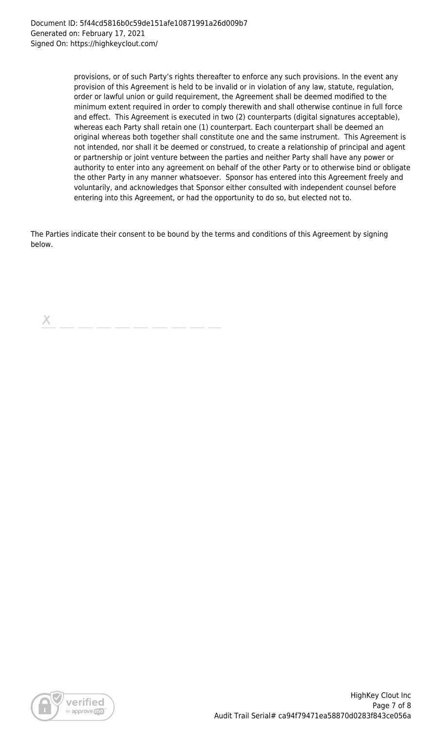provisions, or of such Party's rights thereafter to enforce any such provisions. In the event any provision of this Agreement is held to be invalid or in violation of any law, statute, regulation, order or lawful union or guild requirement, the Agreement shall be deemed modified to the minimum extent required in order to comply therewith and shall otherwise continue in full force and effect. This Agreement is executed in two (2) counterparts (digital signatures acceptable), whereas each Party shall retain one (1) counterpart. Each counterpart shall be deemed an original whereas both together shall constitute one and the same instrument. This Agreement is not intended, nor shall it be deemed or construed, to create a relationship of principal and agent or partnership or joint venture between the parties and neither Party shall have any power or authority to enter into any agreement on behalf of the other Party or to otherwise bind or obligate the other Party in any manner whatsoever. Sponsor has entered into this Agreement freely and voluntarily, and acknowledges that Sponsor either consulted with independent counsel before entering into this Agreement, or had the opportunity to do so, but elected not to.

The Parties indicate their consent to be bound by the terms and conditions of this Agreement by signing below.

X \_\_\_\_\_\_\_\_\_\_\_\_\_\_\_\_\_\_\_\_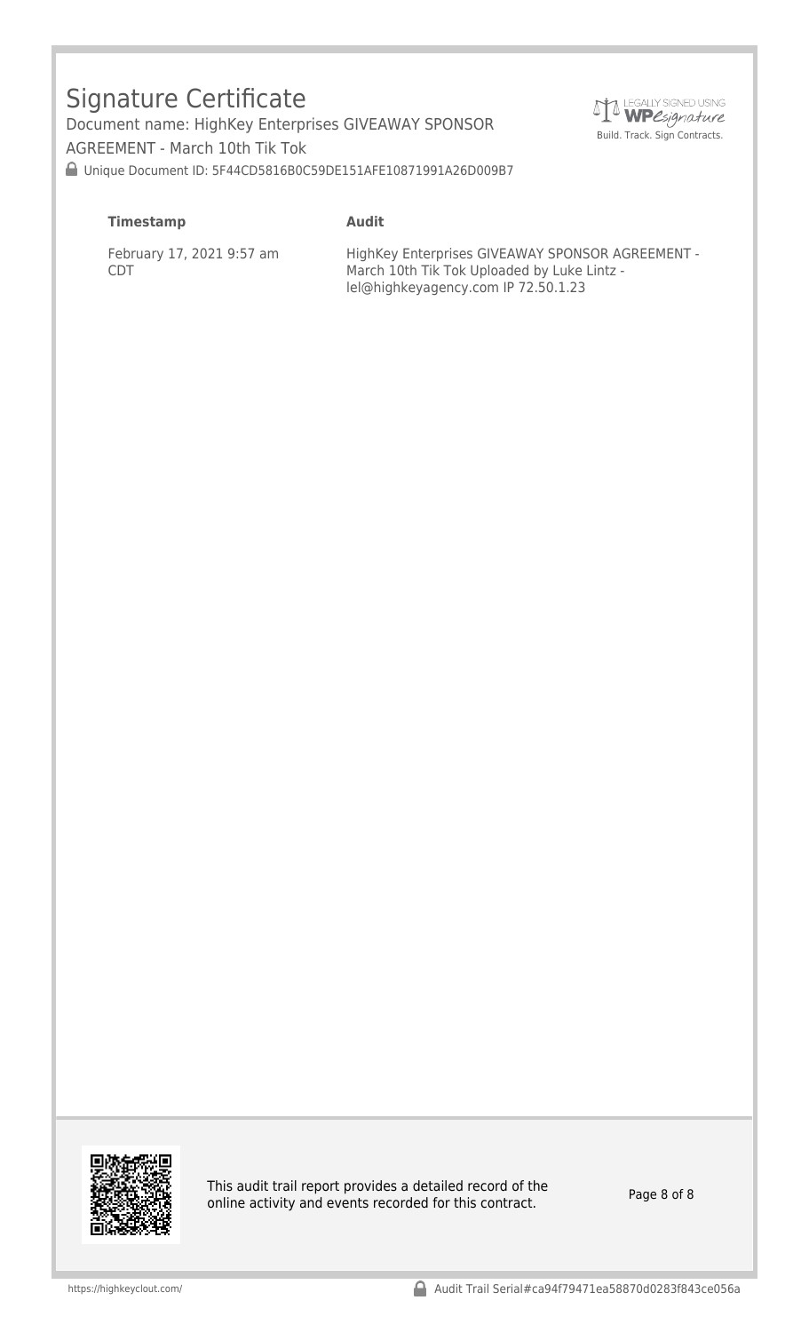# Signature Certificate

Document name: HighKey Enterprises GIVEAWAY SPONSOR AGREEMENT - March 10th Tik Tok

Unique Document ID: 5F44CD5816B0C59DE151AFE10871991A26D009B7

LEGALLY SIGNED USING WPesignature
Build. Track. Sign Contracts.

| Timestamp | Audit |
| --- | --- |
| February 17, 2021 9:57 am CDT | HighKey Enterprises GIVEAWAY SPONSOR AGREEMENT - March 10th Tik Tok Uploaded by Luke Lintz - lel@highkeyagency.com IP 72.50.1.23 |

This audit trail report provides a detailed record of the online activity and events recorded for this contract.

https://highkeyclout.com/

Audit Trail Serial#ca94f79471ea58870d0283f843ce056a